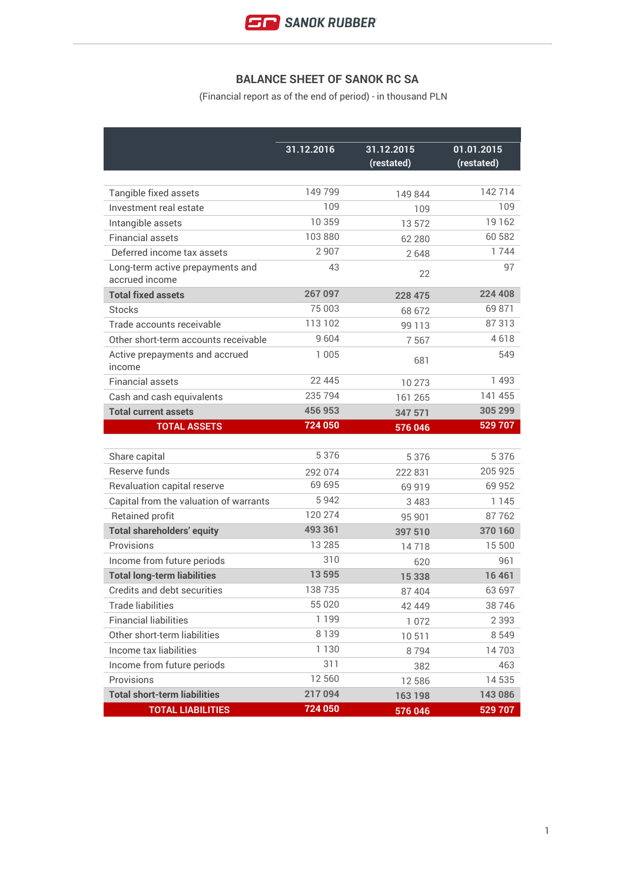## BALANCE SHEET OF SANOK RC SA

(Financial report as of the end of period) - in thousand PLN

| | 31.12.2016 | 31.12.2015 (restated) | 01.01.2015 (restated) |
|---|---|---|---|
| Tangible fixed assets | 149 799 | 149 844 | 142 714 |
| Investment real estate | 109 | 109 | 109 |
| Intangible assets | 10 359 | 13 572 | 19 162 |
| Financial assets | 103 880 | 62 280 | 60 582 |
| Deferred income tax assets | 2 907 | 2 648 | 1 744 |
| Long-term active prepayments and accrued income | 43 | 22 | 97 |
| **Total fixed assets** | **267 097** | **228 475** | **224 408** |
| Stocks | 75 003 | 68 672 | 69 871 |
| Trade accounts receivable | 113 102 | 99 113 | 87 313 |
| Other short-term accounts receivable | 9 604 | 7 567 | 4 618 |
| Active prepayments and accrued income | 1 005 | 681 | 549 |
| Financial assets | 22 445 | 10 273 | 1 493 |
| Cash and cash equivalents | 235 794 | 161 265 | 141 455 |
| **Total current assets** | **456 953** | **347 571** | **305 299** |
| **TOTAL ASSETS** | **724 050** | **576 046** | **529 707** |
| | | | |
| Share capital | 5 376 | 5 376 | 5 376 |
| Reserve funds | 292 074 | 222 831 | 205 925 |
| Revaluation capital reserve | 69 695 | 69 919 | 69 952 |
| Capital from the valuation of warrants | 5 942 | 3 483 | 1 145 |
| Retained profit | 120 274 | 95 901 | 87 762 |
| **Total shareholders' equity** | **493 361** | **397 510** | **370 160** |
| Provisions | 13 285 | 14 718 | 15 500 |
| Income from future periods | 310 | 620 | 961 |
| **Total long-term liabilities** | **13 595** | **15 338** | **16 461** |
| Credits and debt securities | 138 735 | 87 404 | 63 697 |
| Trade liabilities | 55 020 | 42 449 | 38 746 |
| Financial liabilities | 1 199 | 1 072 | 2 393 |
| Other short-term liabilities | 8 139 | 10 511 | 8 549 |
| Income tax liabilities | 1 130 | 8 794 | 14 703 |
| Income from future periods | 311 | 382 | 463 |
| Provisions | 12 560 | 12 586 | 14 535 |
| **Total short-term liabilities** | **217 094** | **163 198** | **143 086** |
| **TOTAL LIABILITIES** | **724 050** | **576 046** | **529 707** |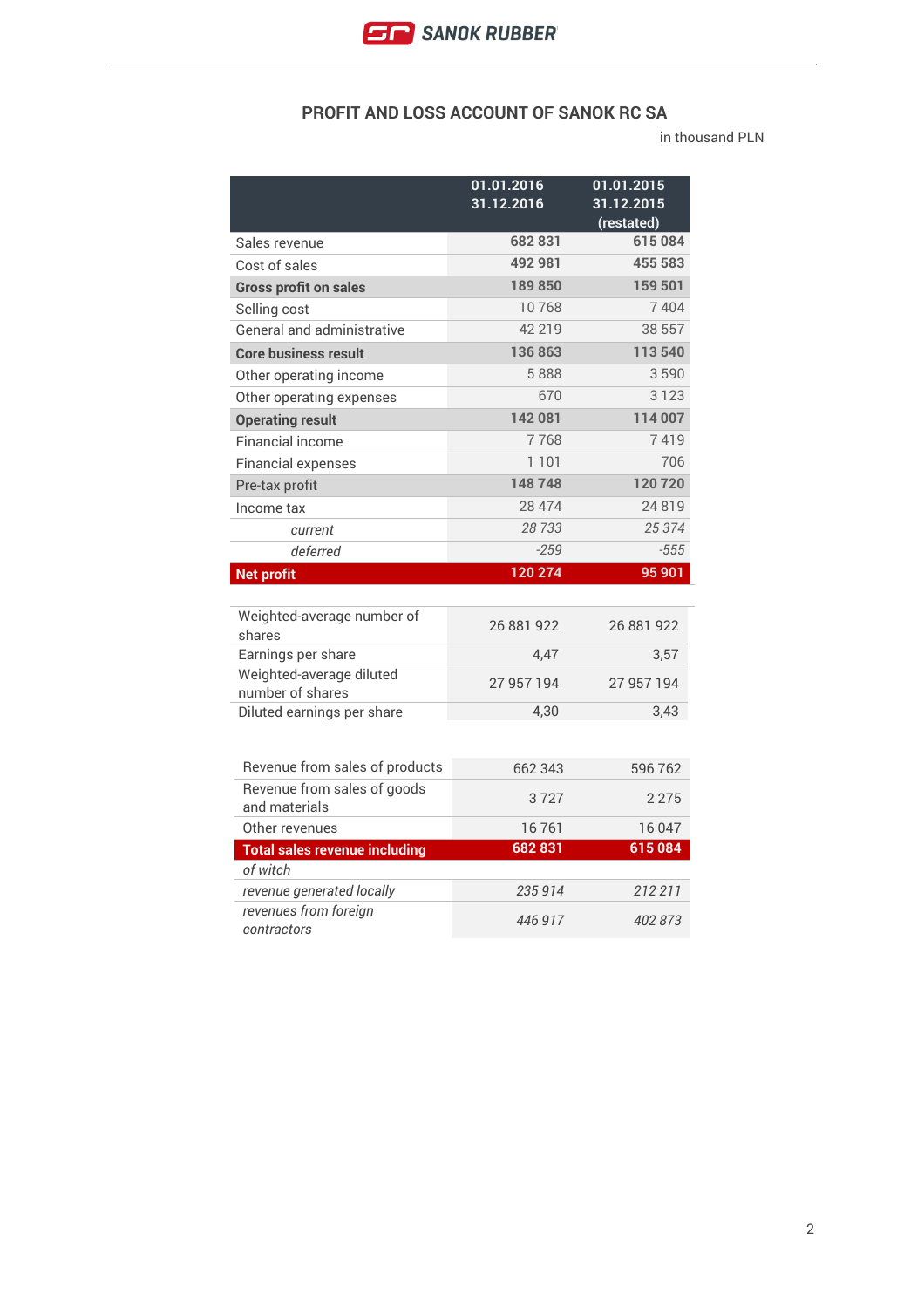## PROFIT AND LOSS ACCOUNT OF SANOK RC SA

in thousand PLN

| | 01.01.2016 31.12.2016 | 01.01.2015 31.12.2015 (restated) |
|---|---|---|
| Sales revenue | 682 831 | 615 084 |
| Cost of sales | 492 981 | 455 583 |
| **Gross profit on sales** | **189 850** | **159 501** |
| Selling cost | 10 768 | 7 404 |
| General and administrative | 42 219 | 38 557 |
| **Core business result** | **136 863** | **113 540** |
| Other operating income | 5 888 | 3 590 |
| Other operating expenses | 670 | 3 123 |
| **Operating result** | **142 081** | **114 007** |
| Financial income | 7 768 | 7 419 |
| Financial expenses | 1 101 | 706 |
| Pre-tax profit | 148 748 | 120 720 |
| Income tax | 28 474 | 24 819 |
| *current* | *28 733* | *25 374* |
| *deferred* | *-259* | *-555* |
| **Net profit** | **120 274** | **95 901** |

| | | |
|---|---|---|
| Weighted-average number of shares | 26 881 922 | 26 881 922 |
| Earnings per share | 4,47 | 3,57 |
| Weighted-average diluted number of shares | 27 957 194 | 27 957 194 |
| Diluted earnings per share | 4,30 | 3,43 |

| | | |
|---|---|---|
| Revenue from sales of products | 662 343 | 596 762 |
| Revenue from sales of goods and materials | 3 727 | 2 275 |
| Other revenues | 16 761 | 16 047 |
| **Total sales revenue including** | **682 831** | **615 084** |
| *of witch* | | |
| *revenue generated locally* | *235 914* | *212 211* |
| *revenues from foreign contractors* | *446 917* | *402 873* |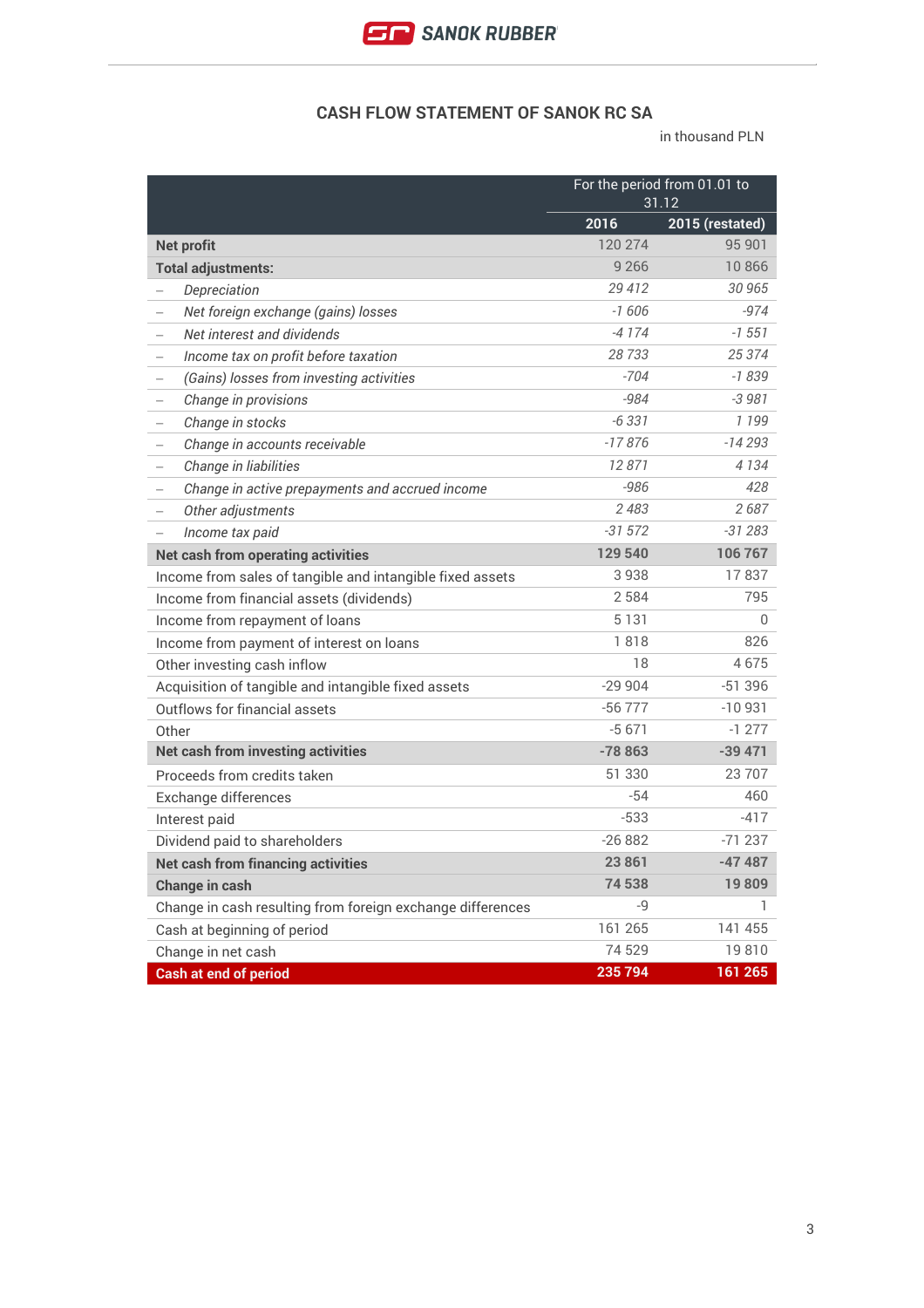## CASH FLOW STATEMENT OF SANOK RC SA

in thousand PLN

| | For the period from 01.01 to 31.12 | |
|---|---|---|
| | 2016 | 2015 (restated) |
| **Net profit** | 120 274 | 95 901 |
| **Total adjustments:** | 9 266 | 10 866 |
| – *Depreciation* | *29 412* | *30 965* |
| – *Net foreign exchange (gains) losses* | *-1 606* | *-974* |
| – *Net interest and dividends* | *-4 174* | *-1 551* |
| – *Income tax on profit before taxation* | *28 733* | *25 374* |
| – *(Gains) losses from investing activities* | *-704* | *-1 839* |
| – *Change in provisions* | *-984* | *-3 981* |
| – *Change in stocks* | *-6 331* | *1 199* |
| – *Change in accounts receivable* | *-17 876* | *-14 293* |
| – *Change in liabilities* | *12 871* | *4 134* |
| – *Change in active prepayments and accrued income* | *-986* | *428* |
| – *Other adjustments* | *2 483* | *2 687* |
| – *Income tax paid* | *-31 572* | *-31 283* |
| **Net cash from operating activities** | **129 540** | **106 767** |
| Income from sales of tangible and intangible fixed assets | 3 938 | 17 837 |
| Income from financial assets (dividends) | 2 584 | 795 |
| Income from repayment of loans | 5 131 | 0 |
| Income from payment of interest on loans | 1 818 | 826 |
| Other investing cash inflow | 18 | 4 675 |
| Acquisition of tangible and intangible fixed assets | -29 904 | -51 396 |
| Outflows for financial assets | -56 777 | -10 931 |
| Other | -5 671 | -1 277 |
| **Net cash from investing activities** | **-78 863** | **-39 471** |
| Proceeds from credits taken | 51 330 | 23 707 |
| Exchange differences | -54 | 460 |
| Interest paid | -533 | -417 |
| Dividend paid to shareholders | -26 882 | -71 237 |
| **Net cash from financing activities** | **23 861** | **-47 487** |
| **Change in cash** | **74 538** | **19 809** |
| Change in cash resulting from foreign exchange differences | -9 | 1 |
| Cash at beginning of period | 161 265 | 141 455 |
| Change in net cash | 74 529 | 19 810 |
| **Cash at end of period** | **235 794** | **161 265** |